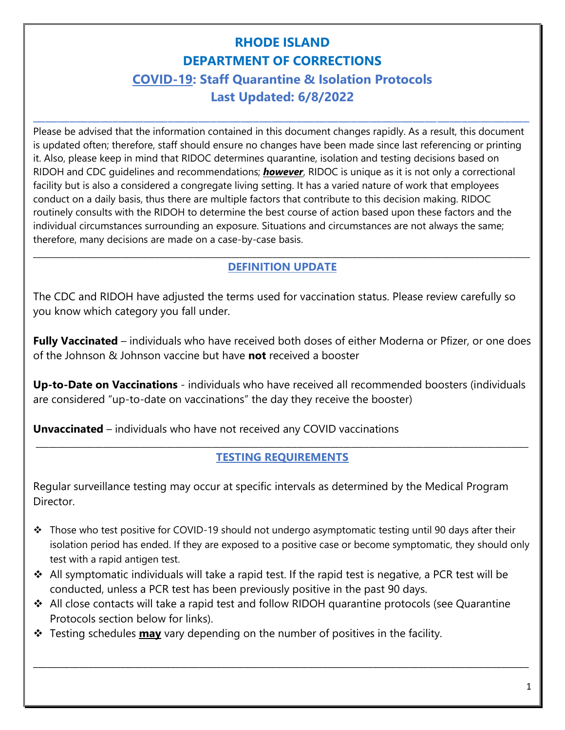# RHODE ISLAND
# DEPARTMENT OF CORRECTIONS
## COVID-19: Staff Quarantine & Isolation Protocols
## Last Updated: 6/8/2022

---

Please be advised that the information contained in this document changes rapidly. As a result, this document is updated often; therefore, staff should ensure no changes have been made since last referencing or printing it. Also, please keep in mind that RIDOC determines quarantine, isolation and testing decisions based on RIDOH and CDC guidelines and recommendations; ***however***, RIDOC is unique as it is not only a correctional facility but is also a considered a congregate living setting. It has a varied nature of work that employees conduct on a daily basis, thus there are multiple factors that contribute to this decision making. RIDOC routinely consults with the RIDOH to determine the best course of action based upon these factors and the individual circumstances surrounding an exposure. Situations and circumstances are not always the same; therefore, many decisions are made on a case-by-case basis.

---

### DEFINITION UPDATE

The CDC and RIDOH have adjusted the terms used for vaccination status. Please review carefully so you know which category you fall under.

**Fully Vaccinated** – individuals who have received both doses of either Moderna or Pfizer, or one does of the Johnson & Johnson vaccine but have **not** received a booster

**Up-to-Date on Vaccinations** - individuals who have received all recommended boosters (individuals are considered "up-to-date on vaccinations" the day they receive the booster)

**Unvaccinated** – individuals who have not received any COVID vaccinations

---

### TESTING REQUIREMENTS

Regular surveillance testing may occur at specific intervals as determined by the Medical Program Director.

- Those who test positive for COVID-19 should not undergo asymptomatic testing until 90 days after their isolation period has ended. If they are exposed to a positive case or become symptomatic, they should only test with a rapid antigen test.
- All symptomatic individuals will take a rapid test. If the rapid test is negative, a PCR test will be conducted, unless a PCR test has been previously positive in the past 90 days.
- All close contacts will take a rapid test and follow RIDOH quarantine protocols (see Quarantine Protocols section below for links).
- Testing schedules **may** vary depending on the number of positives in the facility.

---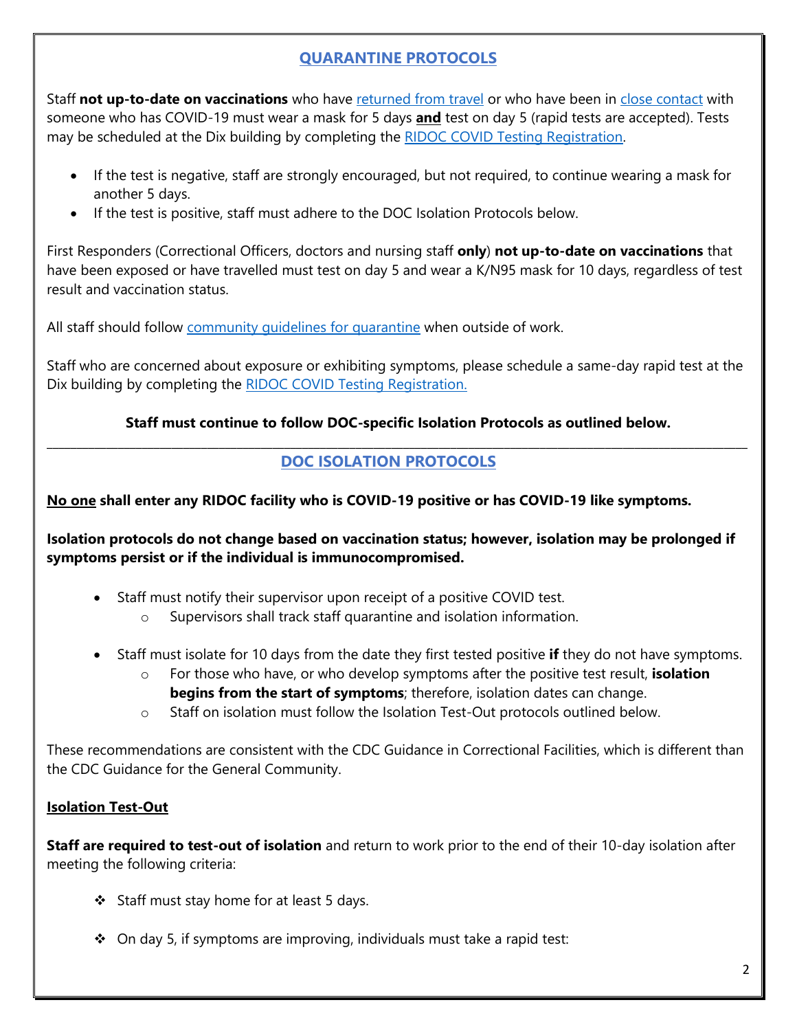## QUARANTINE PROTOCOLS

Staff **not up-to-date on vaccinations** who have returned from travel or who have been in close contact with someone who has COVID-19 must wear a mask for 5 days **and** test on day 5 (rapid tests are accepted). Tests may be scheduled at the Dix building by completing the RIDOC COVID Testing Registration.

- If the test is negative, staff are strongly encouraged, but not required, to continue wearing a mask for another 5 days.
- If the test is positive, staff must adhere to the DOC Isolation Protocols below.

First Responders (Correctional Officers, doctors and nursing staff **only**) **not up-to-date on vaccinations** that have been exposed or have travelled must test on day 5 and wear a K/N95 mask for 10 days, regardless of test result and vaccination status.

All staff should follow community guidelines for quarantine when outside of work.

Staff who are concerned about exposure or exhibiting symptoms, please schedule a same-day rapid test at the Dix building by completing the RIDOC COVID Testing Registration.

**Staff must continue to follow DOC-specific Isolation Protocols as outlined below.**

---

## DOC ISOLATION PROTOCOLS

**No one shall enter any RIDOC facility who is COVID-19 positive or has COVID-19 like symptoms.**

**Isolation protocols do not change based on vaccination status; however, isolation may be prolonged if symptoms persist or if the individual is immunocompromised.**

- Staff must notify their supervisor upon receipt of a positive COVID test.
  - Supervisors shall track staff quarantine and isolation information.
- Staff must isolate for 10 days from the date they first tested positive **if** they do not have symptoms.
  - For those who have, or who develop symptoms after the positive test result, **isolation begins from the start of symptoms**; therefore, isolation dates can change.
  - Staff on isolation must follow the Isolation Test-Out protocols outlined below.

These recommendations are consistent with the CDC Guidance in Correctional Facilities, which is different than the CDC Guidance for the General Community.

### Isolation Test-Out

**Staff are required to test-out of isolation** and return to work prior to the end of their 10-day isolation after meeting the following criteria:

- Staff must stay home for at least 5 days.
- On day 5, if symptoms are improving, individuals must take a rapid test: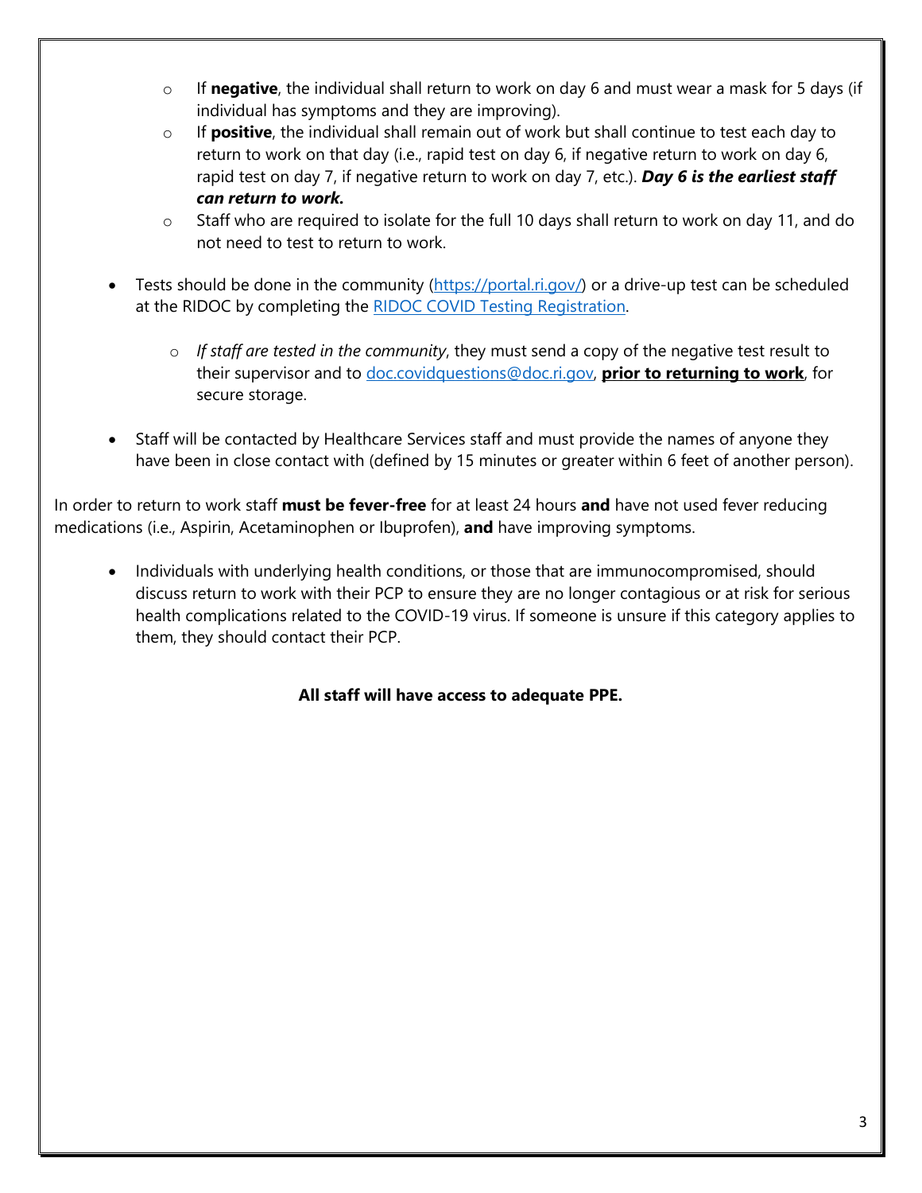- If **negative**, the individual shall return to work on day 6 and must wear a mask for 5 days (if individual has symptoms and they are improving).
  - If **positive**, the individual shall remain out of work but shall continue to test each day to return to work on that day (i.e., rapid test on day 6, if negative return to work on day 6, rapid test on day 7, if negative return to work on day 7, etc.). ***Day 6 is the earliest staff can return to work.***
  - Staff who are required to isolate for the full 10 days shall return to work on day 11, and do not need to test to return to work.

- Tests should be done in the community (https://portal.ri.gov/) or a drive-up test can be scheduled at the RIDOC by completing the RIDOC COVID Testing Registration.

  - *If staff are tested in the community*, they must send a copy of the negative test result to their supervisor and to doc.covidquestions@doc.ri.gov, **prior to returning to work**, for secure storage.

- Staff will be contacted by Healthcare Services staff and must provide the names of anyone they have been in close contact with (defined by 15 minutes or greater within 6 feet of another person).

In order to return to work staff **must be fever-free** for at least 24 hours **and** have not used fever reducing medications (i.e., Aspirin, Acetaminophen or Ibuprofen), **and** have improving symptoms.

- Individuals with underlying health conditions, or those that are immunocompromised, should discuss return to work with their PCP to ensure they are no longer contagious or at risk for serious health complications related to the COVID-19 virus. If someone is unsure if this category applies to them, they should contact their PCP.

**All staff will have access to adequate PPE.**